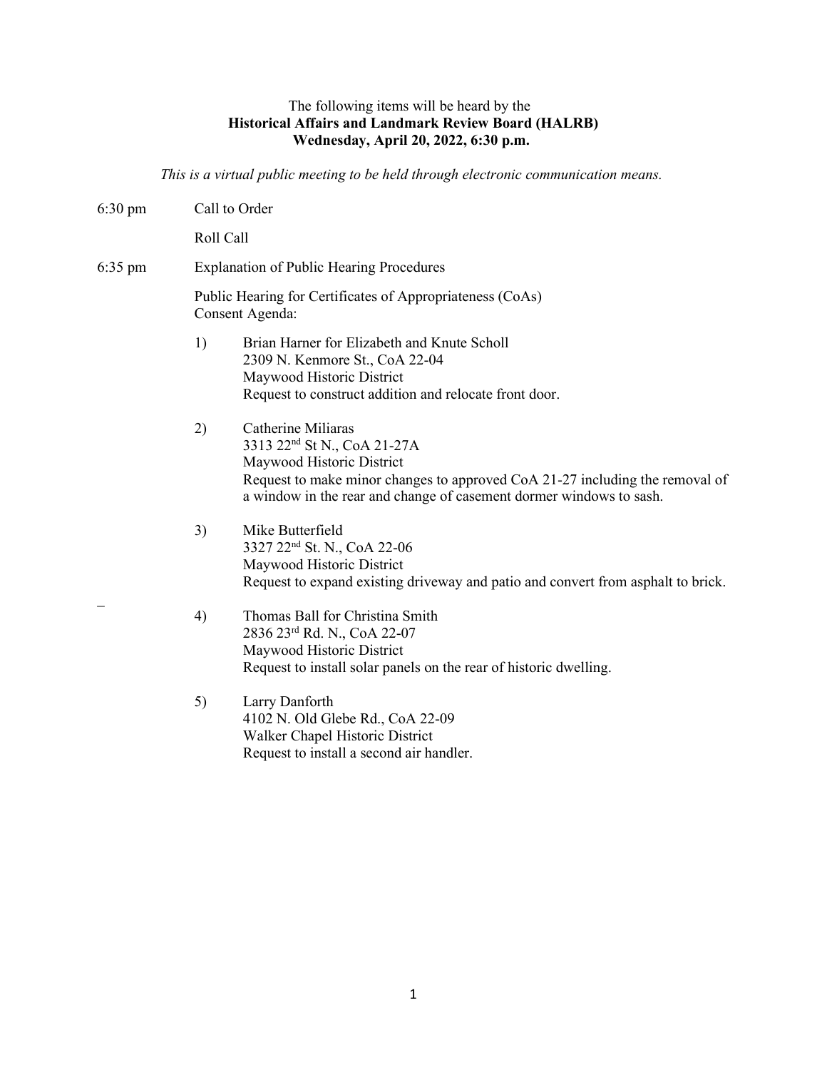The following items will be heard by the
**Historical Affairs and Landmark Review Board (HALRB)**
**Wednesday, April 20, 2022, 6:30 p.m.**

*This is a virtual public meeting to be held through electronic communication means.*

6:30 pm Call to Order

Roll Call

6:35 pm Explanation of Public Hearing Procedures

Public Hearing for Certificates of Appropriateness (CoAs)
Consent Agenda:

1) Brian Harner for Elizabeth and Knute Scholl
   2309 N. Kenmore St., CoA 22-04
   Maywood Historic District
   Request to construct addition and relocate front door.

2) Catherine Miliaras
   3313 22nd St N., CoA 21-27A
   Maywood Historic District
   Request to make minor changes to approved CoA 21-27 including the removal of a window in the rear and change of casement dormer windows to sash.

3) Mike Butterfield
   3327 22nd St. N., CoA 22-06
   Maywood Historic District
   Request to expand existing driveway and patio and convert from asphalt to brick.

4) Thomas Ball for Christina Smith
   2836 23rd Rd. N., CoA 22-07
   Maywood Historic District
   Request to install solar panels on the rear of historic dwelling.

5) Larry Danforth
   4102 N. Old Glebe Rd., CoA 22-09
   Walker Chapel Historic District
   Request to install a second air handler.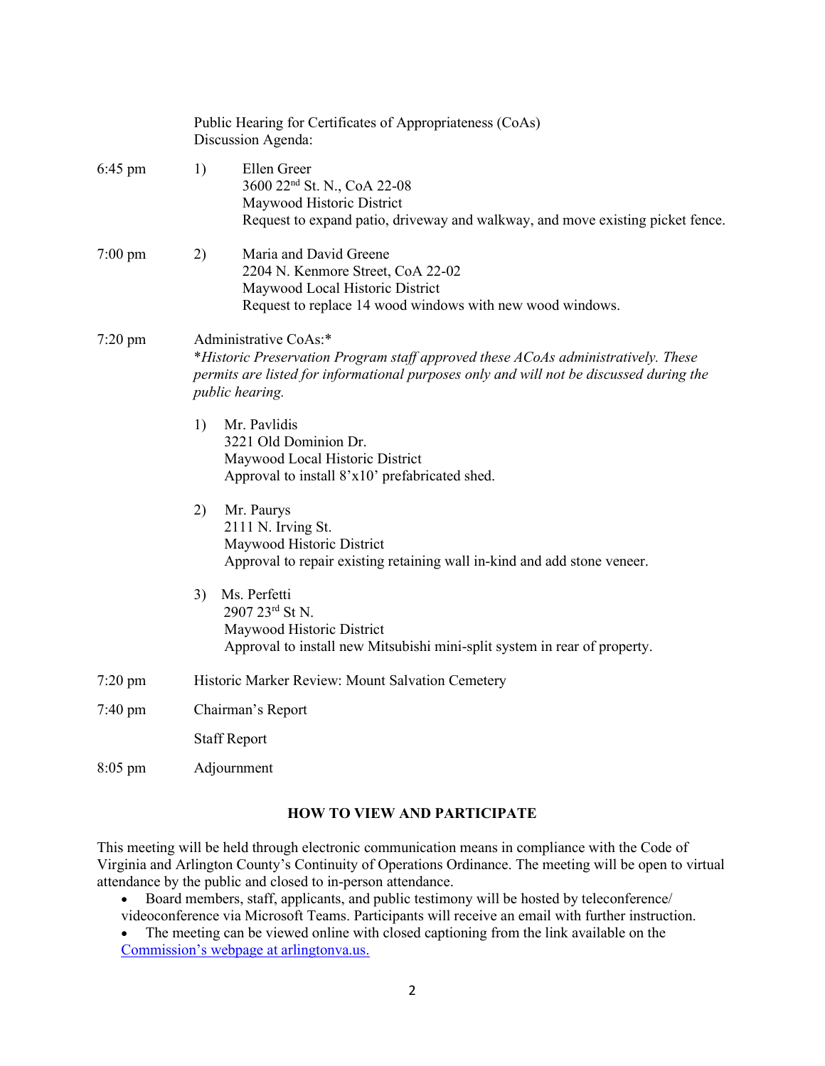Public Hearing for Certificates of Appropriateness (CoAs)
Discussion Agenda:

6:45 pm 1) Ellen Greer
3600 22nd St. N., CoA 22-08
Maywood Historic District
Request to expand patio, driveway and walkway, and move existing picket fence.

7:00 pm 2) Maria and David Greene
2204 N. Kenmore Street, CoA 22-02
Maywood Local Historic District
Request to replace 14 wood windows with new wood windows.

7:20 pm Administrative CoAs:*
**Historic Preservation Program staff approved these ACoAs administratively. These permits are listed for informational purposes only and will not be discussed during the public hearing.*

1) Mr. Pavlidis
3221 Old Dominion Dr.
Maywood Local Historic District
Approval to install 8'x10' prefabricated shed.

2) Mr. Paurys
2111 N. Irving St.
Maywood Historic District
Approval to repair existing retaining wall in-kind and add stone veneer.

3) Ms. Perfetti
2907 23rd St N.
Maywood Historic District
Approval to install new Mitsubishi mini-split system in rear of property.

7:20 pm Historic Marker Review: Mount Salvation Cemetery

7:40 pm Chairman's Report

Staff Report

8:05 pm Adjournment

**HOW TO VIEW AND PARTICIPATE**

This meeting will be held through electronic communication means in compliance with the Code of Virginia and Arlington County's Continuity of Operations Ordinance. The meeting will be open to virtual attendance by the public and closed to in-person attendance.

- Board members, staff, applicants, and public testimony will be hosted by teleconference/ videoconference via Microsoft Teams. Participants will receive an email with further instruction.
- The meeting can be viewed online with closed captioning from the link available on the Commission's webpage at arlingtonva.us.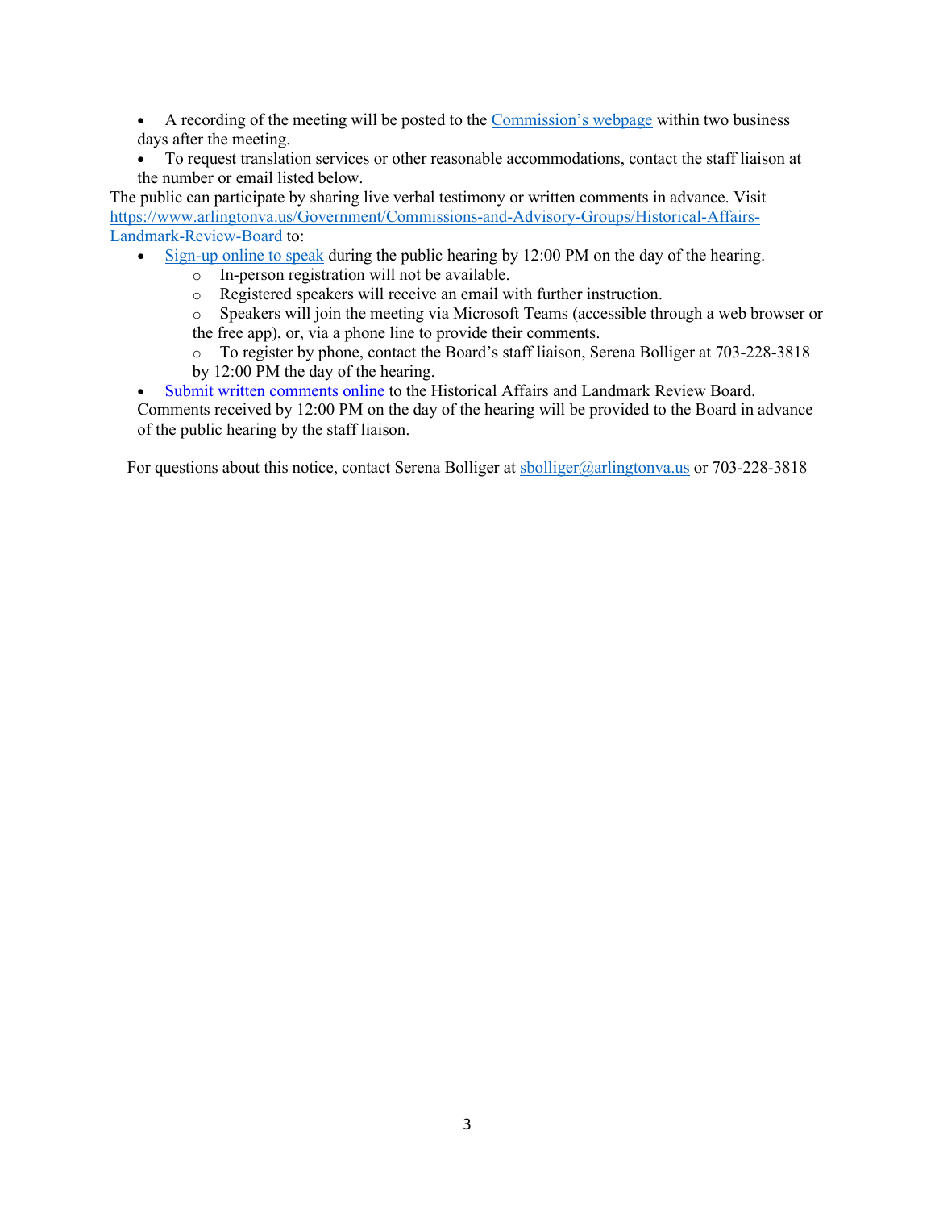- A recording of the meeting will be posted to the Commission's webpage within two business days after the meeting.
- To request translation services or other reasonable accommodations, contact the staff liaison at the number or email listed below.

The public can participate by sharing live verbal testimony or written comments in advance. Visit https://www.arlingtonva.us/Government/Commissions-and-Advisory-Groups/Historical-Affairs-Landmark-Review-Board to:

- Sign-up online to speak during the public hearing by 12:00 PM on the day of the hearing.
  - In-person registration will not be available.
  - Registered speakers will receive an email with further instruction.
  - Speakers will join the meeting via Microsoft Teams (accessible through a web browser or the free app), or, via a phone line to provide their comments.
  - To register by phone, contact the Board's staff liaison, Serena Bolliger at 703-228-3818 by 12:00 PM the day of the hearing.
- Submit written comments online to the Historical Affairs and Landmark Review Board. Comments received by 12:00 PM on the day of the hearing will be provided to the Board in advance of the public hearing by the staff liaison.

For questions about this notice, contact Serena Bolliger at sbolliger@arlingtonva.us or 703-228-3818